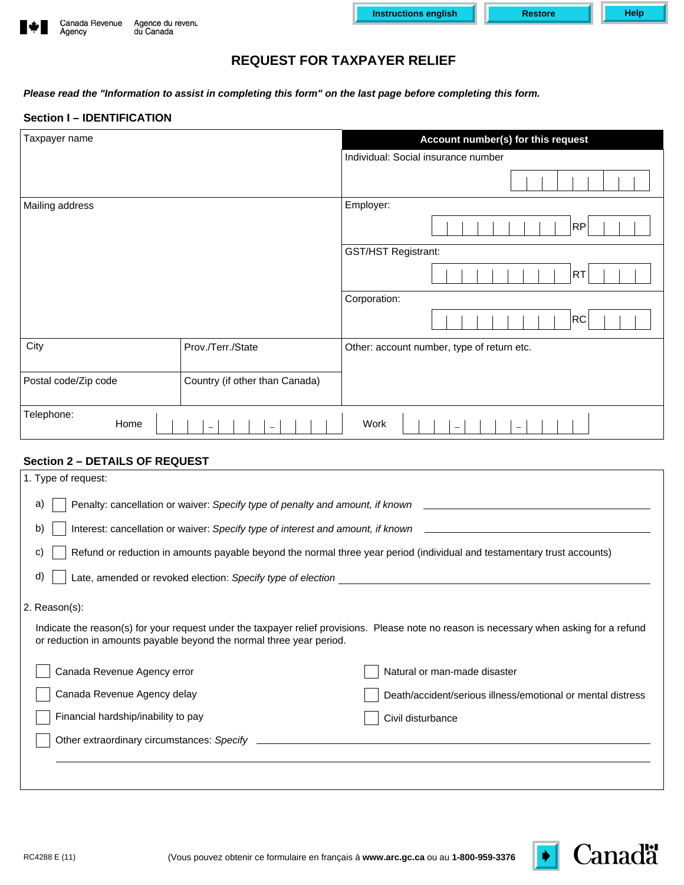Canada Revenue Agency / Agence du revenu du Canada

# REQUEST FOR TAXPAYER RELIEF

***Please read the "Information to assist in completing this form" on the last page before completing this form.***

## Section I – IDENTIFICATION

| Taxpayer name | | **Account number(s) for this request** |
|---|---|---|
| | | Individual: Social insurance number |
| Mailing address | | Employer: RP |
| | | GST/HST Registrant: RT |
| | | Corporation: RC |
| City | Prov./Terr./State | Other: account number, type of return etc. |
| Postal code/Zip code | Country (if other than Canada) | |
| Telephone: Home | | Work |

## Section 2 – DETAILS OF REQUEST

1. Type of request:

a) ☐ Penalty: cancellation or waiver: *Specify type of penalty and amount, if known* \_\_\_\_\_\_\_\_\_\_

b) ☐ Interest: cancellation or waiver: *Specify type of interest and amount, if known* \_\_\_\_\_\_\_\_\_\_

c) ☐ Refund or reduction in amounts payable beyond the normal three year period (individual and testamentary trust accounts)

d) ☐ Late, amended or revoked election: *Specify type of election* \_\_\_\_\_\_\_\_\_\_

2. Reason(s):

Indicate the reason(s) for your request under the taxpayer relief provisions. Please note no reason is necessary when asking for a refund or reduction in amounts payable beyond the normal three year period.

- ☐ Canada Revenue Agency error
- ☐ Canada Revenue Agency delay
- ☐ Financial hardship/inability to pay
- ☐ Natural or man-made disaster
- ☐ Death/accident/serious illness/emotional or mental distress
- ☐ Civil disturbance
- ☐ Other extraordinary circumstances: *Specify* \_\_\_\_\_\_\_\_\_\_

RC4288 E (11)

(Vous pouvez obtenir ce formulaire en français à **www.arc.gc.ca** ou au **1-800-959-3376**

Canada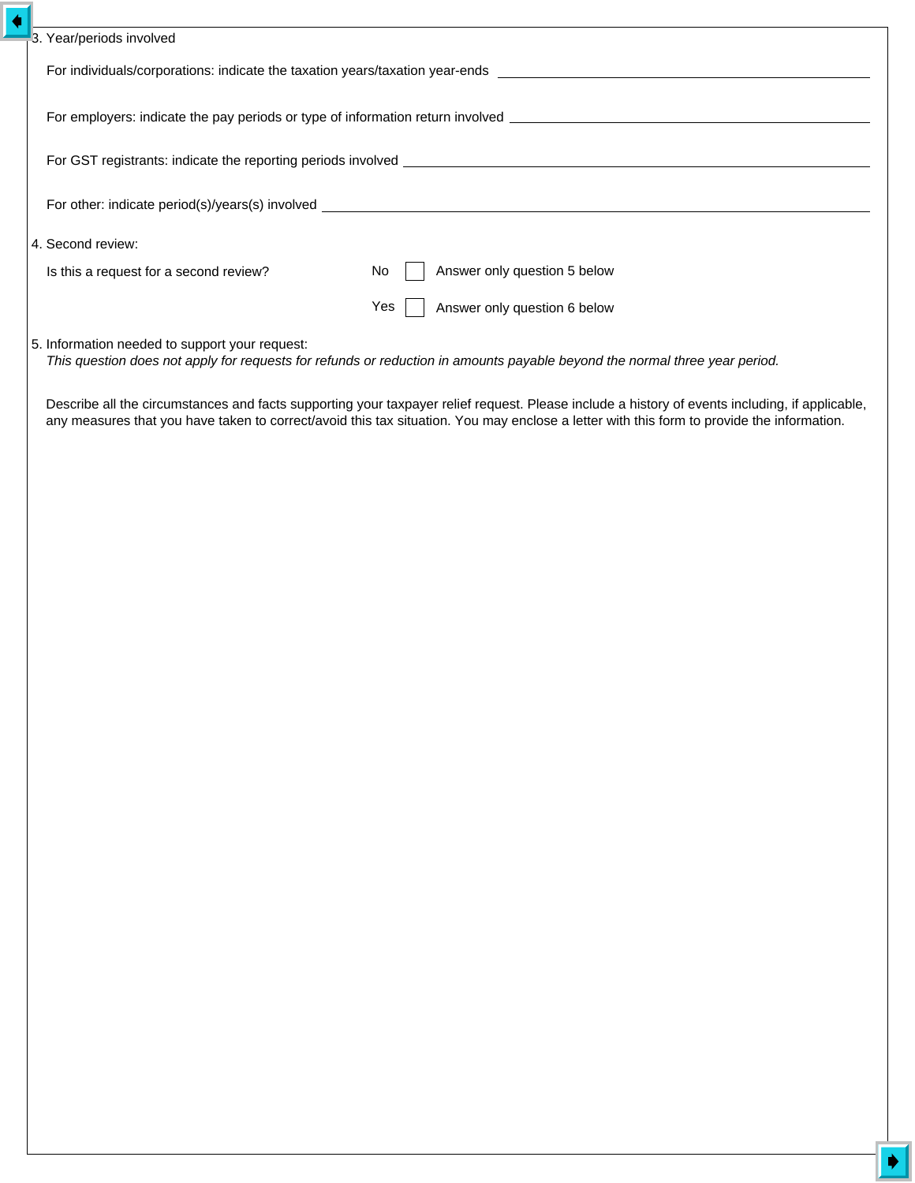3. Year/periods involved

For individuals/corporations: indicate the taxation years/taxation year-ends ______________________________

For employers: indicate the pay periods or type of information return involved ______________________________

For GST registrants: indicate the reporting periods involved ______________________________

For other: indicate period(s)/years(s) involved ______________________________

4. Second review:

Is this a request for a second review?

No ☐ Answer only question 5 below

Yes ☐ Answer only question 6 below

5. Information needed to support your request:

*This question does not apply for requests for refunds or reduction in amounts payable beyond the normal three year period.*

Describe all the circumstances and facts supporting your taxpayer relief request. Please include a history of events including, if applicable, any measures that you have taken to correct/avoid this tax situation. You may enclose a letter with this form to provide the information.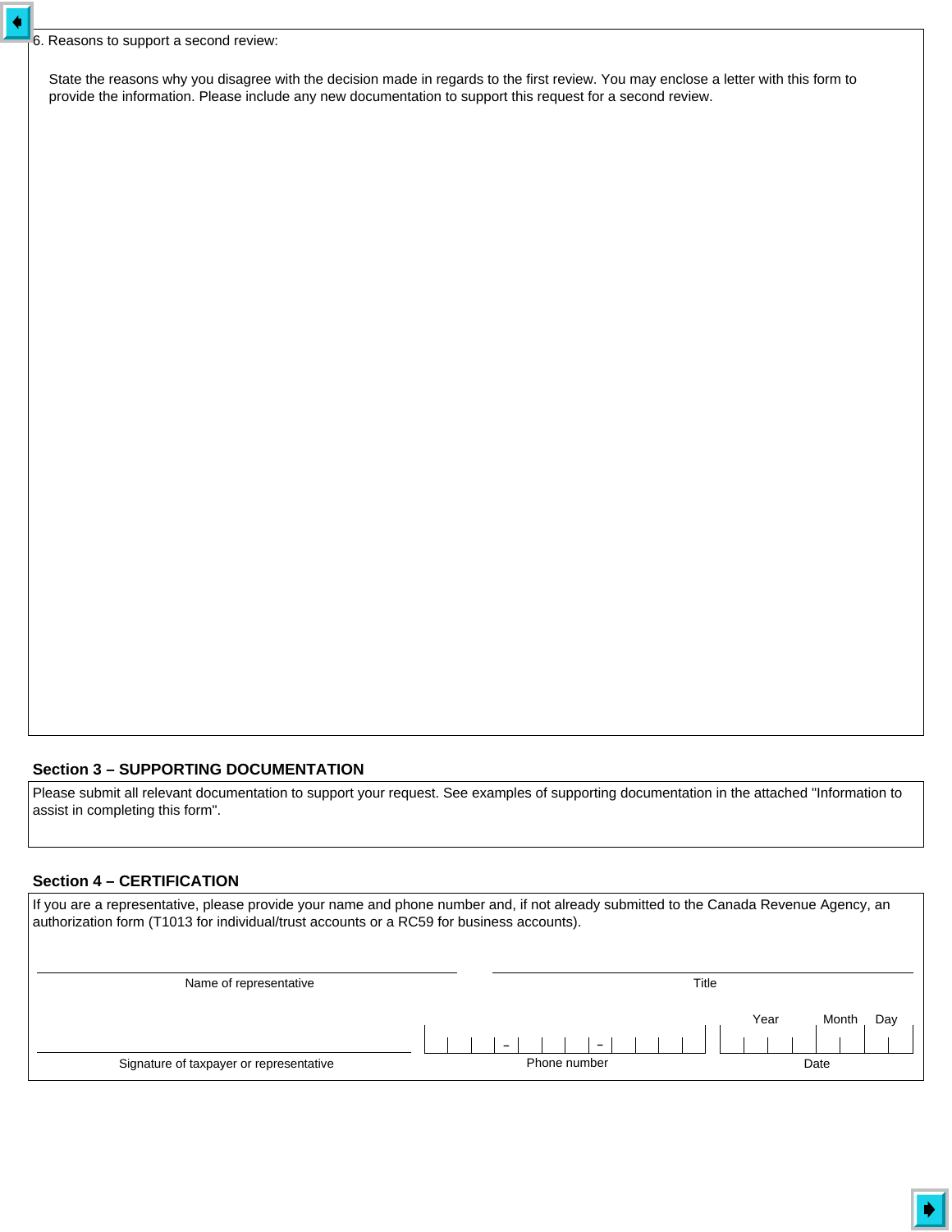6. Reasons to support a second review:

State the reasons why you disagree with the decision made in regards to the first review. You may enclose a letter with this form to provide the information. Please include any new documentation to support this request for a second review.

## Section 3 – SUPPORTING DOCUMENTATION

Please submit all relevant documentation to support your request. See examples of supporting documentation in the attached "Information to assist in completing this form".

## Section 4 – CERTIFICATION

If you are a representative, please provide your name and phone number and, if not already submitted to the Canada Revenue Agency, an authorization form (T1013 for individual/trust accounts or a RC59 for business accounts).

Name of representative

Title

Signature of taxpayer or representative

Phone number

Date (Year, Month, Day)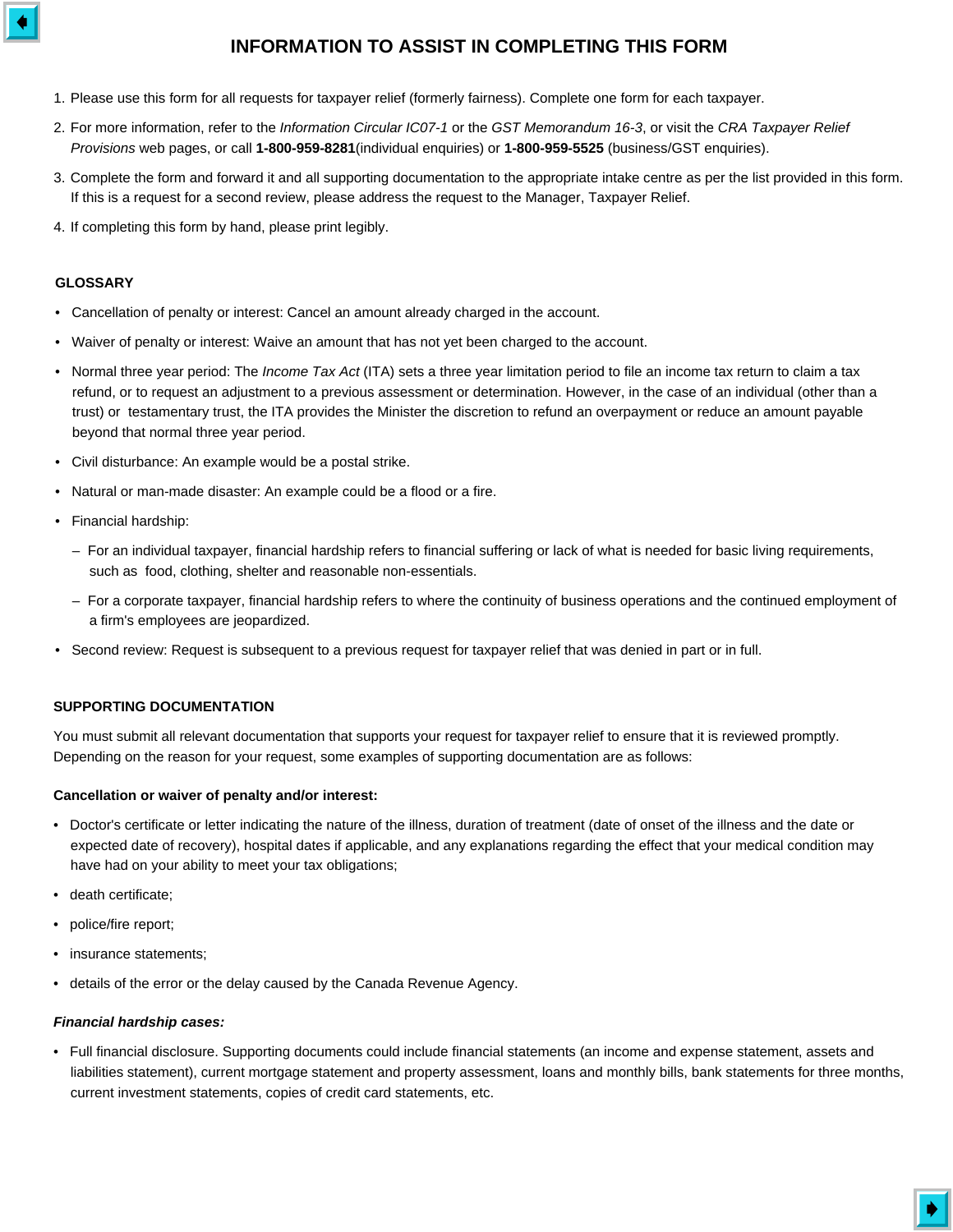# INFORMATION TO ASSIST IN COMPLETING THIS FORM

1. Please use this form for all requests for taxpayer relief (formerly fairness). Complete one form for each taxpayer.
2. For more information, refer to the *Information Circular IC07-1* or the *GST Memorandum 16-3*, or visit the *CRA Taxpayer Relief Provisions* web pages, or call **1-800-959-8281**(individual enquiries) or **1-800-959-5525** (business/GST enquiries).
3. Complete the form and forward it and all supporting documentation to the appropriate intake centre as per the list provided in this form. If this is a request for a second review, please address the request to the Manager, Taxpayer Relief.
4. If completing this form by hand, please print legibly.

## GLOSSARY

- Cancellation of penalty or interest: Cancel an amount already charged in the account.
- Waiver of penalty or interest: Waive an amount that has not yet been charged to the account.
- Normal three year period: The *Income Tax Act* (ITA) sets a three year limitation period to file an income tax return to claim a tax refund, or to request an adjustment to a previous assessment or determination. However, in the case of an individual (other than a trust) or testamentary trust, the ITA provides the Minister the discretion to refund an overpayment or reduce an amount payable beyond that normal three year period.
- Civil disturbance: An example would be a postal strike.
- Natural or man-made disaster: An example could be a flood or a fire.
- Financial hardship:
  - For an individual taxpayer, financial hardship refers to financial suffering or lack of what is needed for basic living requirements, such as food, clothing, shelter and reasonable non-essentials.
  - For a corporate taxpayer, financial hardship refers to where the continuity of business operations and the continued employment of a firm's employees are jeopardized.
- Second review: Request is subsequent to a previous request for taxpayer relief that was denied in part or in full.

## SUPPORTING DOCUMENTATION

You must submit all relevant documentation that supports your request for taxpayer relief to ensure that it is reviewed promptly. Depending on the reason for your request, some examples of supporting documentation are as follows:

**Cancellation or waiver of penalty and/or interest:**

- Doctor's certificate or letter indicating the nature of the illness, duration of treatment (date of onset of the illness and the date or expected date of recovery), hospital dates if applicable, and any explanations regarding the effect that your medical condition may have had on your ability to meet your tax obligations;
- death certificate;
- police/fire report;
- insurance statements;
- details of the error or the delay caused by the Canada Revenue Agency.

***Financial hardship cases:***

- Full financial disclosure. Supporting documents could include financial statements (an income and expense statement, assets and liabilities statement), current mortgage statement and property assessment, loans and monthly bills, bank statements for three months, current investment statements, copies of credit card statements, etc.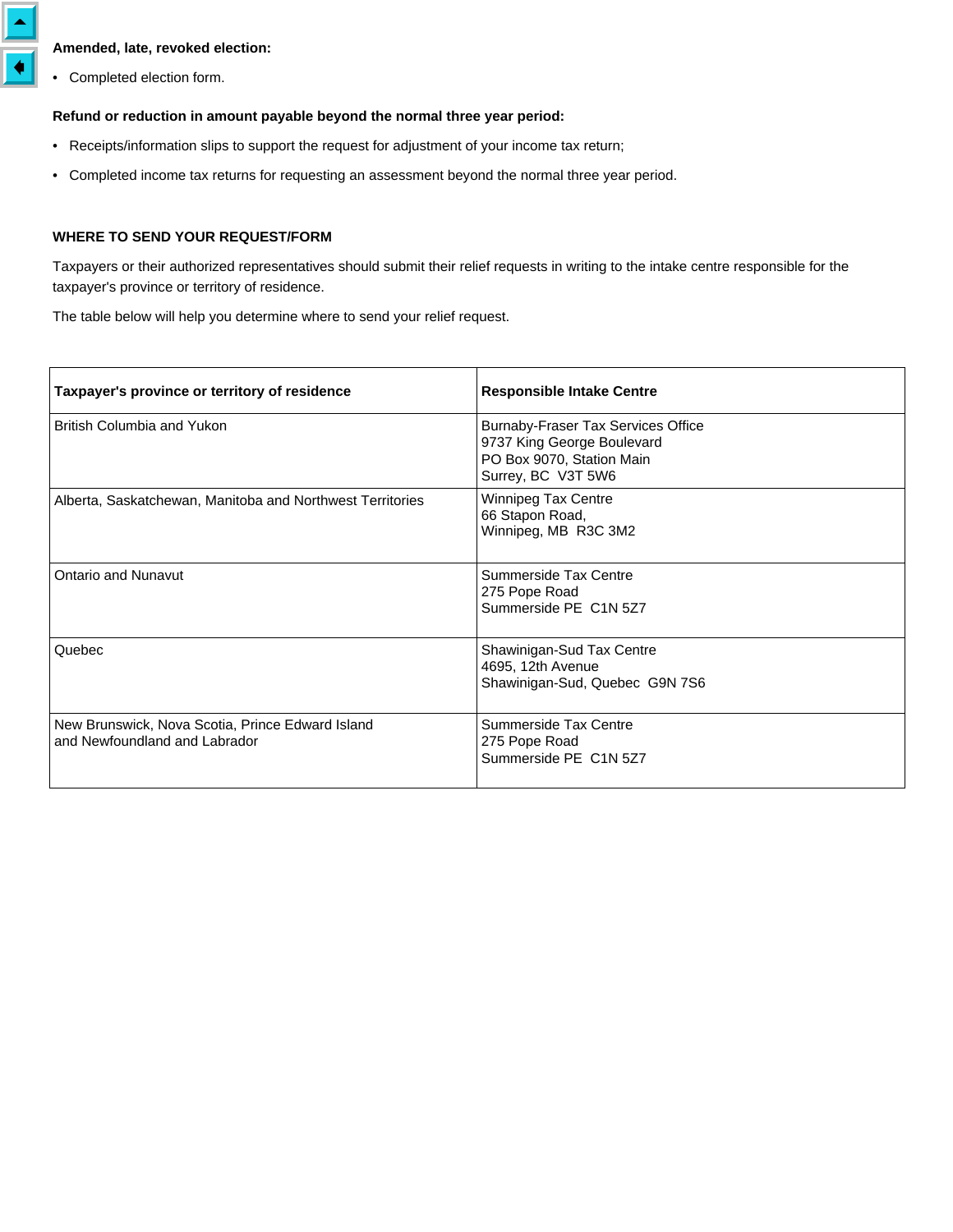**Amended, late, revoked election:**

- Completed election form.

**Refund or reduction in amount payable beyond the normal three year period:**

- Receipts/information slips to support the request for adjustment of your income tax return;
- Completed income tax returns for requesting an assessment beyond the normal three year period.

**WHERE TO SEND YOUR REQUEST/FORM**

Taxpayers or their authorized representatives should submit their relief requests in writing to the intake centre responsible for the taxpayer's province or territory of residence.

The table below will help you determine where to send your relief request.

| Taxpayer's province or territory of residence | Responsible Intake Centre |
|---|---|
| British Columbia and Yukon | Burnaby-Fraser Tax Services Office<br>9737 King George Boulevard<br>PO Box 9070, Station Main<br>Surrey, BC  V3T 5W6 |
| Alberta, Saskatchewan, Manitoba and Northwest Territories | Winnipeg Tax Centre<br>66 Stapon Road,<br>Winnipeg, MB  R3C 3M2 |
| Ontario and Nunavut | Summerside Tax Centre<br>275 Pope Road<br>Summerside PE  C1N 5Z7 |
| Quebec | Shawinigan-Sud Tax Centre<br>4695, 12th Avenue<br>Shawinigan-Sud, Quebec  G9N 7S6 |
| New Brunswick, Nova Scotia, Prince Edward Island and Newfoundland and Labrador | Summerside Tax Centre<br>275 Pope Road<br>Summerside PE  C1N 5Z7 |